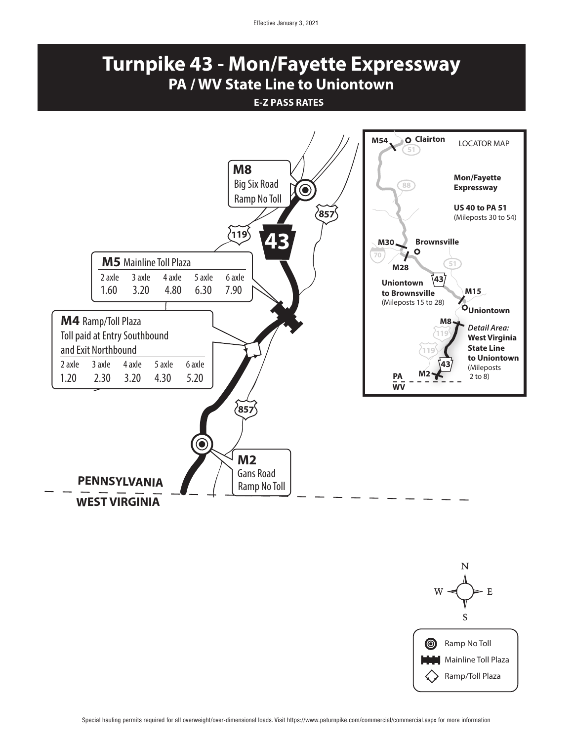Effective January 3, 2021

# Turnpike 43 - Mon/Fayette Expressway

## PA / WV State Line to Uniontown

**E-Z PASS RATES**

**M8** Big Six Road Ramp No Toll

**M5** Mainline Toll Plaza

| 2 axle | 3 axle | 4 axle | 5 axle | 6 axle |
|---|---|---|---|---|
| 1.60 | 3.20 | 4.80 | 6.30 | 7.90 |

**M4** Ramp/Toll Plaza
Toll paid at Entry Southbound and Exit Northbound

| 2 axle | 3 axle | 4 axle | 5 axle | 6 axle |
|---|---|---|---|---|
| 1.20 | 2.30 | 3.20 | 4.30 | 5.20 |

**M2** Gans Road Ramp No Toll

PENNSYLVANIA

WEST VIRGINIA

LOCATOR MAP

M54 Clairton

**Mon/Fayette Expressway**

**US 40 to PA 51** (Mileposts 30 to 54)

M30 Brownsville

M28

**Uniontown to Brownsville** (Mileposts 15 to 28)

M15 Uniontown

M8

*Detail Area:* **West Virginia State Line to Uniontown** (Mileposts 2 to 8)

M2

PA / WV

Legend:
- Ramp No Toll
- Mainline Toll Plaza
- Ramp/Toll Plaza

Special hauling permits required for all overweight/over-dimensional loads. Visit https://www.paturnpike.com/commercial/commercial.aspx for more information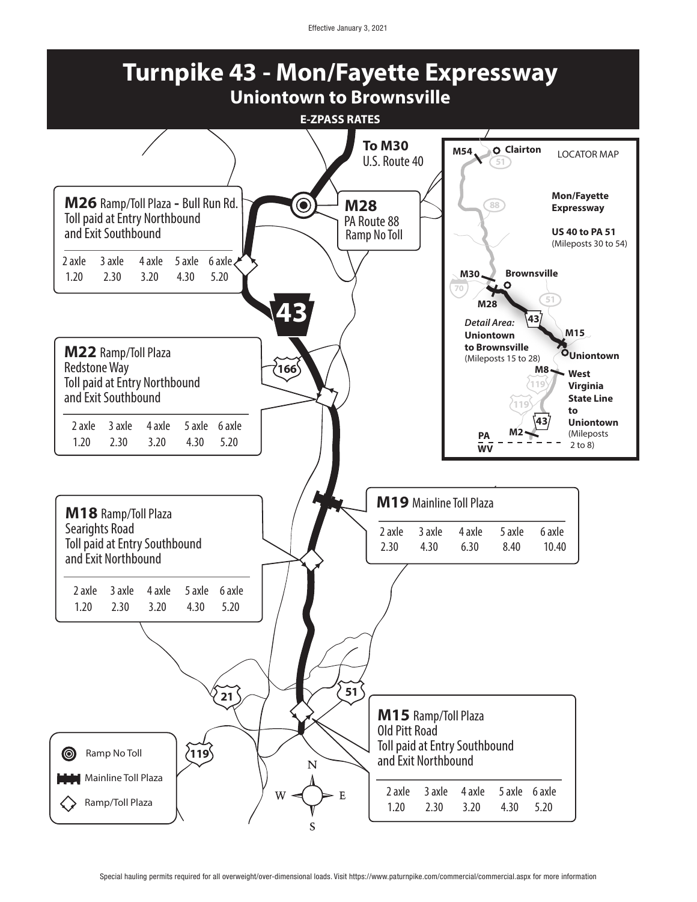Effective January 3, 2021

# Turnpike 43 - Mon/Fayette Expressway

## Uniontown to Brownsville

**E-ZPASS RATES**

**To M30**
U.S. Route 40

### M26 Ramp/Toll Plaza - Bull Run Rd.

Toll paid at Entry Northbound and Exit Southbound

| 2 axle | 3 axle | 4 axle | 5 axle | 6 axle |
|---|---|---|---|---|
| 1.20 | 2.30 | 3.20 | 4.30 | 5.20 |

### M28

PA Route 88
Ramp No Toll

### M22 Ramp/Toll Plaza

Redstone Way
Toll paid at Entry Northbound and Exit Southbound

| 2 axle | 3 axle | 4 axle | 5 axle | 6 axle |
|---|---|---|---|---|
| 1.20 | 2.30 | 3.20 | 4.30 | 5.20 |

### M19 Mainline Toll Plaza

| 2 axle | 3 axle | 4 axle | 5 axle | 6 axle |
|---|---|---|---|---|
| 2.30 | 4.30 | 6.30 | 8.40 | 10.40 |

### M18 Ramp/Toll Plaza

Searights Road
Toll paid at Entry Southbound and Exit Northbound

| 2 axle | 3 axle | 4 axle | 5 axle | 6 axle |
|---|---|---|---|---|
| 1.20 | 2.30 | 3.20 | 4.30 | 5.20 |

### M15 Ramp/Toll Plaza

Old Pitt Road
Toll paid at Entry Southbound and Exit Northbound

| 2 axle | 3 axle | 4 axle | 5 axle | 6 axle |
|---|---|---|---|---|
| 1.20 | 2.30 | 3.20 | 4.30 | 5.20 |

**LOCATOR MAP**

**Mon/Fayette Expressway**

**US 40 to PA 51** (Mileposts 30 to 54)

*Detail Area:* **Uniontown to Brownsville** (Mileposts 15 to 28)

**West Virginia State Line to Uniontown** (Mileposts 2 to 8)

M54, Clairton, M30, Brownsville, M28, M15, Uniontown, M8, M2, PA, WV

**Legend:**
- Ramp No Toll
- Mainline Toll Plaza
- Ramp/Toll Plaza

Special hauling permits required for all overweight/over-dimensional loads. Visit https://www.paturnpike.com/commercial/commercial.aspx for more information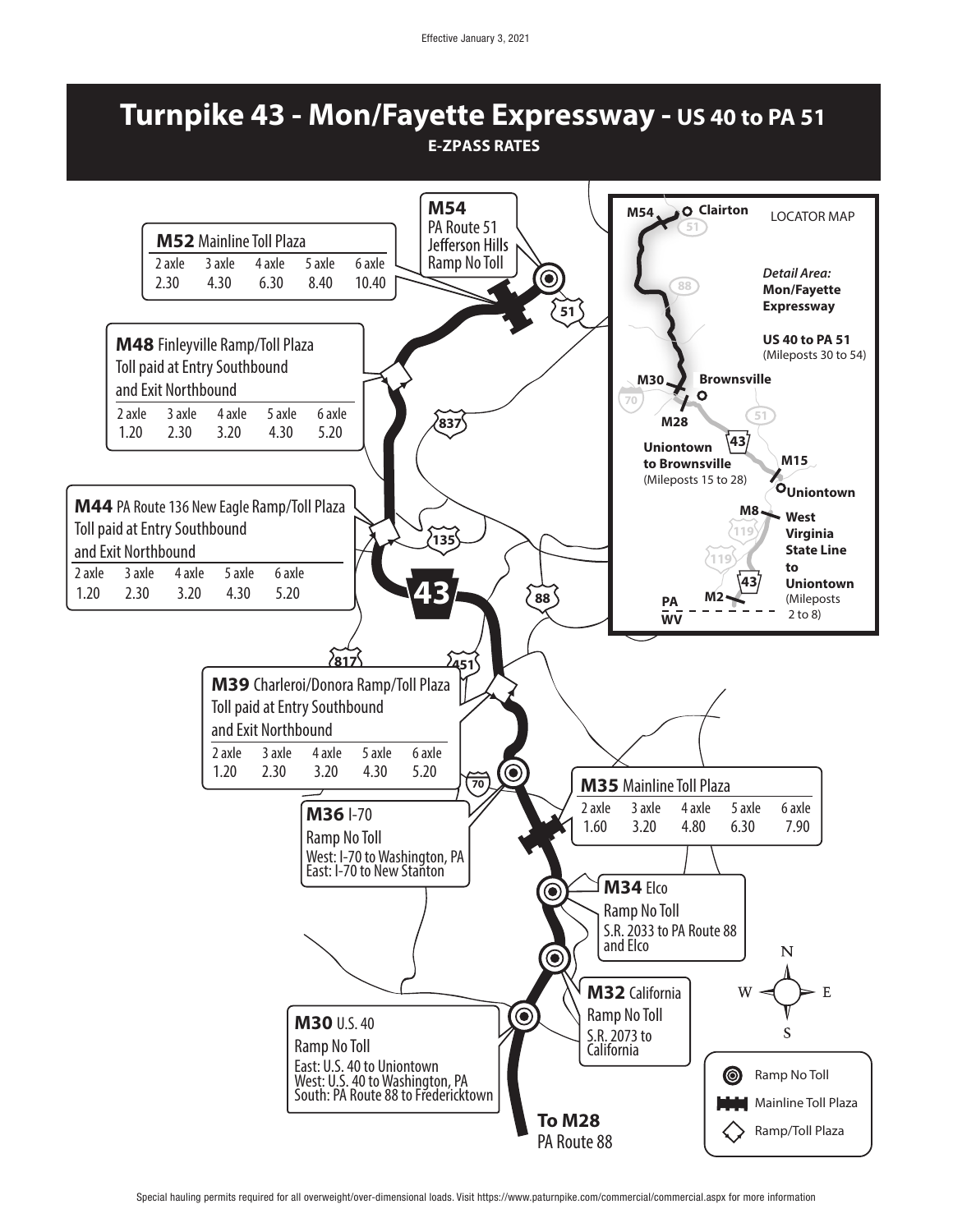Effective January 3, 2021

# Turnpike 43 - Mon/Fayette Expressway - US 40 to PA 51

**E-ZPASS RATES**

**M54** PA Route 51 Jefferson Hills Ramp No Toll

**M52** Mainline Toll Plaza

| 2 axle | 3 axle | 4 axle | 5 axle | 6 axle |
|---|---|---|---|---|
| 2.30 | 4.30 | 6.30 | 8.40 | 10.40 |

**M48** Finleyville Ramp/Toll Plaza
Toll paid at Entry Southbound and Exit Northbound

| 2 axle | 3 axle | 4 axle | 5 axle | 6 axle |
|---|---|---|---|---|
| 1.20 | 2.30 | 3.20 | 4.30 | 5.20 |

**M44** PA Route 136 New Eagle Ramp/Toll Plaza
Toll paid at Entry Southbound and Exit Northbound

| 2 axle | 3 axle | 4 axle | 5 axle | 6 axle |
|---|---|---|---|---|
| 1.20 | 2.30 | 3.20 | 4.30 | 5.20 |

**M39** Charleroi/Donora Ramp/Toll Plaza
Toll paid at Entry Southbound and Exit Northbound

| 2 axle | 3 axle | 4 axle | 5 axle | 6 axle |
|---|---|---|---|---|
| 1.20 | 2.30 | 3.20 | 4.30 | 5.20 |

**M36** I-70
Ramp No Toll
West: I-70 to Washington, PA
East: I-70 to New Stanton

**M35** Mainline Toll Plaza

| 2 axle | 3 axle | 4 axle | 5 axle | 6 axle |
|---|---|---|---|---|
| 1.60 | 3.20 | 4.80 | 6.30 | 7.90 |

**M34** Elco
Ramp No Toll
S.R. 2033 to PA Route 88 and Elco

**M32** California
Ramp No Toll
S.R. 2073 to California

**M30** U.S. 40
Ramp No Toll
East: U.S. 40 to Uniontown
West: U.S. 40 to Washington, PA
South: PA Route 88 to Fredericktown

**To M28**
PA Route 88

LOCATOR MAP

M54 Clairton

*Detail Area:* **Mon/Fayette Expressway**

**US 40 to PA 51** (Mileposts 30 to 54)

M30 Brownsville

M28

**Uniontown to Brownsville** (Mileposts 15 to 28)

M15 Uniontown

M8 **West Virginia State Line to Uniontown** (Mileposts 2 to 8)

M2

PA WV

Ramp No Toll

Mainline Toll Plaza

Ramp/Toll Plaza

Special hauling permits required for all overweight/over-dimensional loads. Visit https://www.paturnpike.com/commercial/commercial.aspx for more information